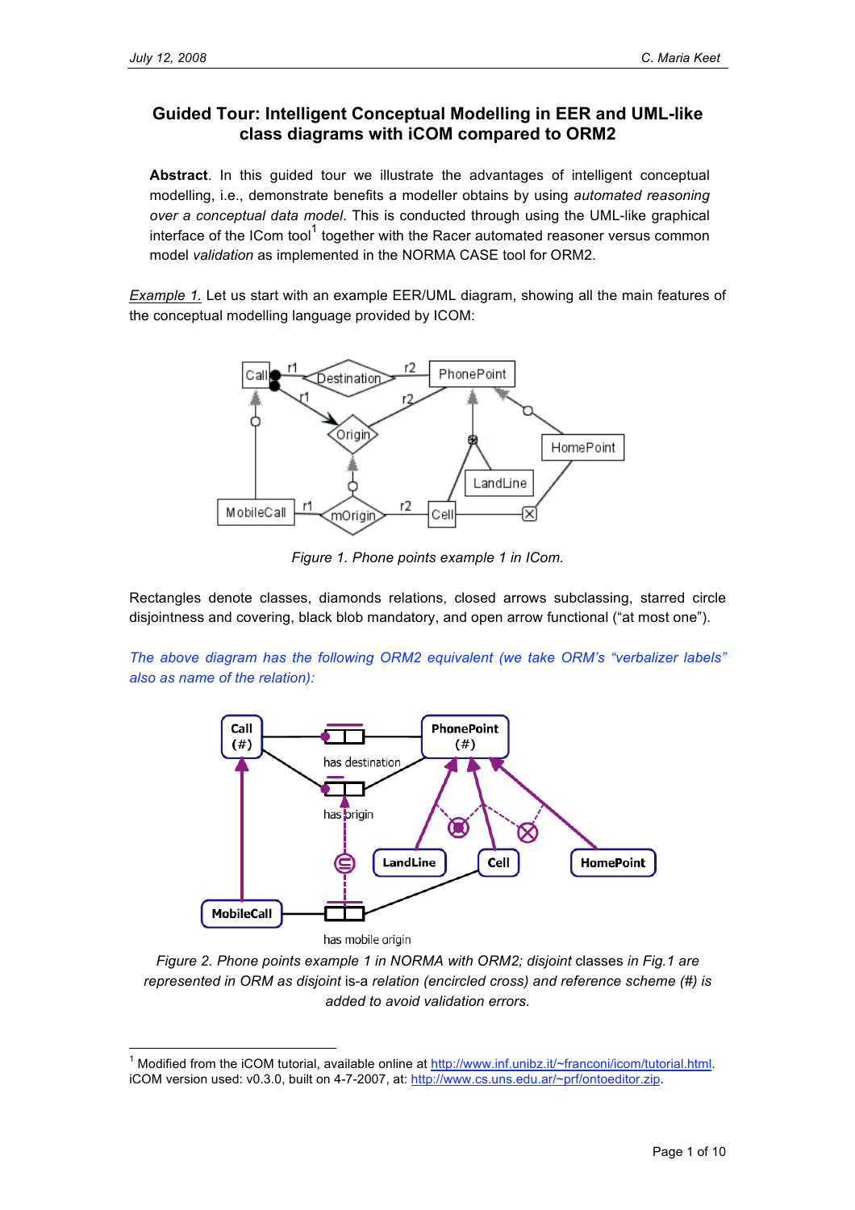# Guided Tour: Intelligent Conceptual Modelling in EER and UML-like class diagrams with iCOM compared to ORM2

**Abstract**. In this guided tour we illustrate the advantages of intelligent conceptual modelling, i.e., demonstrate benefits a modeller obtains by using *automated reasoning over a conceptual data model*. This is conducted through using the UML-like graphical interface of the ICom tool[1] together with the Racer automated reasoner versus common model *validation* as implemented in the NORMA CASE tool for ORM2.

*Example 1.* Let us start with an example EER/UML diagram, showing all the main features of the conceptual modelling language provided by ICOM:

*Figure 1. Phone points example 1 in ICom.*

Rectangles denote classes, diamonds relations, closed arrows subclassing, starred circle disjointness and covering, black blob mandatory, and open arrow functional ("at most one").

*The above diagram has the following ORM2 equivalent (we take ORM's "verbalizer labels" also as name of the relation):*

*Figure 2. Phone points example 1 in NORMA with ORM2; disjoint classes in Fig.1 are represented in ORM as disjoint is-a relation (encircled cross) and reference scheme (#) is added to avoid validation errors.*

[1] Modified from the iCOM tutorial, available online at http://www.inf.unibz.it/~franconi/icom/tutorial.html. iCOM version used: v0.3.0, built on 4-7-2007, at: http://www.cs.uns.edu.ar/~prf/ontoeditor.zip.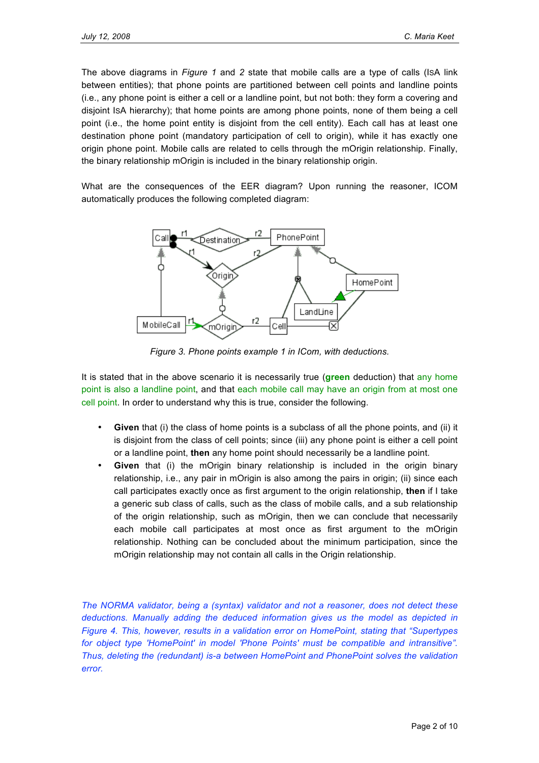The above diagrams in *Figure 1* and *2* state that mobile calls are a type of calls (ISA link between entities); that phone points are partitioned between cell points and landline points (i.e., any phone point is either a cell or a landline point, but not both: they form a covering and disjoint ISA hierarchy); that home points are among phone points, none of them being a cell point (i.e., the home point entity is disjoint from the cell entity). Each call has at least one destination phone point (mandatory participation of cell to origin), while it has exactly one origin phone point. Mobile calls are related to cells through the mOrigin relationship. Finally, the binary relationship mOrigin is included in the binary relationship origin.

What are the consequences of the EER diagram? Upon running the reasoner, ICOM automatically produces the following completed diagram:

*Figure 3. Phone points example 1 in ICom, with deductions.*

It is stated that in the above scenario it is necessarily true (**green** deduction) that any home point is also a landline point, and that each mobile call may have an origin from at most one cell point. In order to understand why this is true, consider the following.

- **Given** that (i) the class of home points is a subclass of all the phone points, and (ii) it is disjoint from the class of cell points; since (iii) any phone point is either a cell point or a landline point, **then** any home point should necessarily be a landline point.
- **Given** that (i) the mOrigin binary relationship is included in the origin binary relationship, i.e., any pair in mOrigin is also among the pairs in origin; (ii) since each call participates exactly once as first argument to the origin relationship, **then** if I take a generic sub class of calls, such as the class of mobile calls, and a sub relationship of the origin relationship, such as mOrigin, then we can conclude that necessarily each mobile call participates at most once as first argument to the mOrigin relationship. Nothing can be concluded about the minimum participation, since the mOrigin relationship may not contain all calls in the Origin relationship.

*The NORMA validator, being a (syntax) validator and not a reasoner, does not detect these deductions. Manually adding the deduced information gives us the model as depicted in Figure 4. This, however, results in a validation error on HomePoint, stating that "Supertypes for object type 'HomePoint' in model 'Phone Points' must be compatible and intransitive". Thus, deleting the (redundant) is-a between HomePoint and PhonePoint solves the validation error.*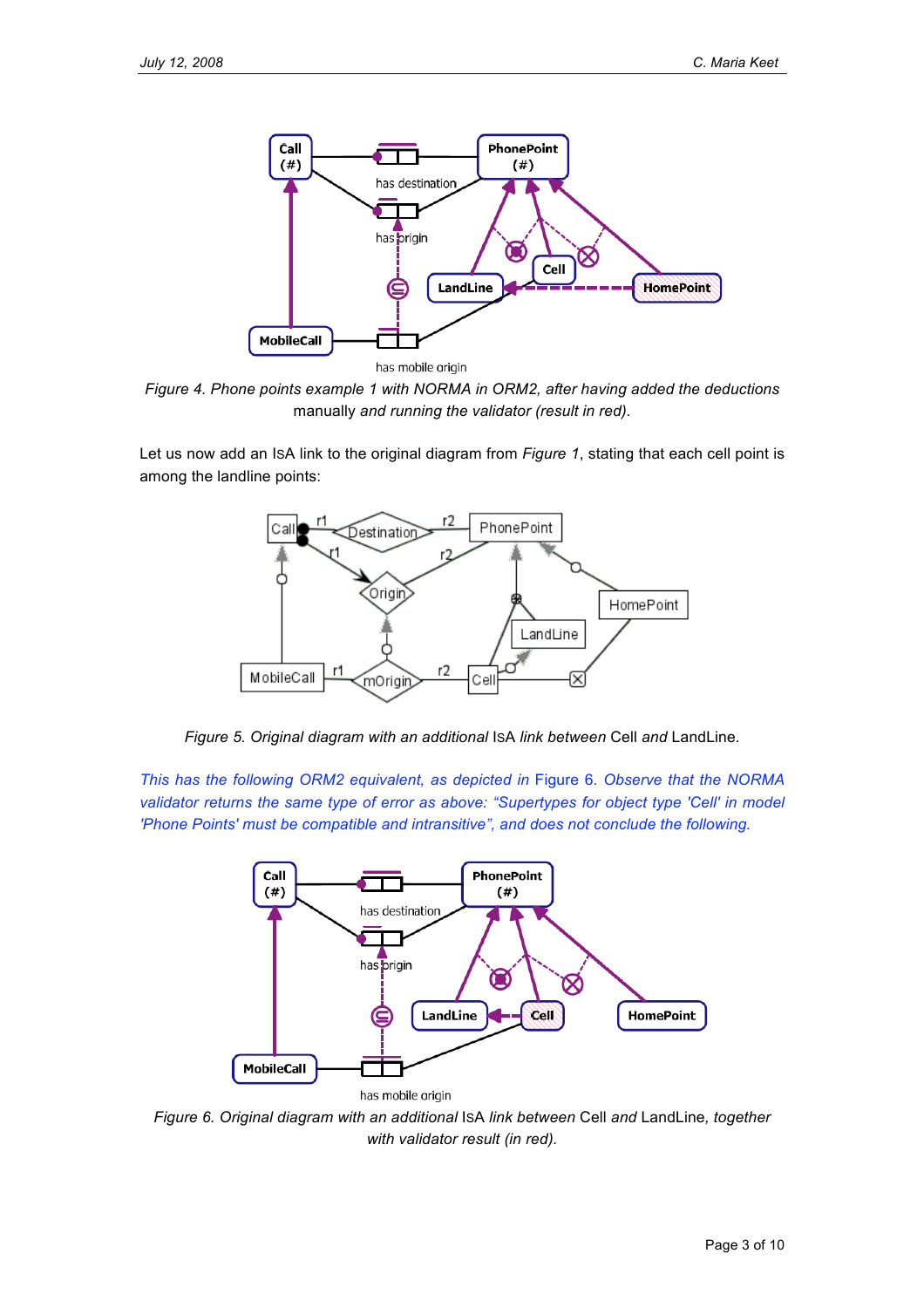*Figure 4. Phone points example 1 with NORMA in ORM2, after having added the deductions manually and running the validator (result in red).*

Let us now add an ISA link to the original diagram from *Figure 1*, stating that each cell point is among the landline points:

*Figure 5. Original diagram with an additional* ISA *link between* Cell *and* LandLine*.*

*This has the following ORM2 equivalent, as depicted in* Figure 6*. Observe that the NORMA validator returns the same type of error as above: "Supertypes for object type 'Cell' in model 'Phone Points' must be compatible and intransitive", and does not conclude the following.*

*Figure 6. Original diagram with an additional* ISA *link between* Cell *and* LandLine*, together with validator result (in red).*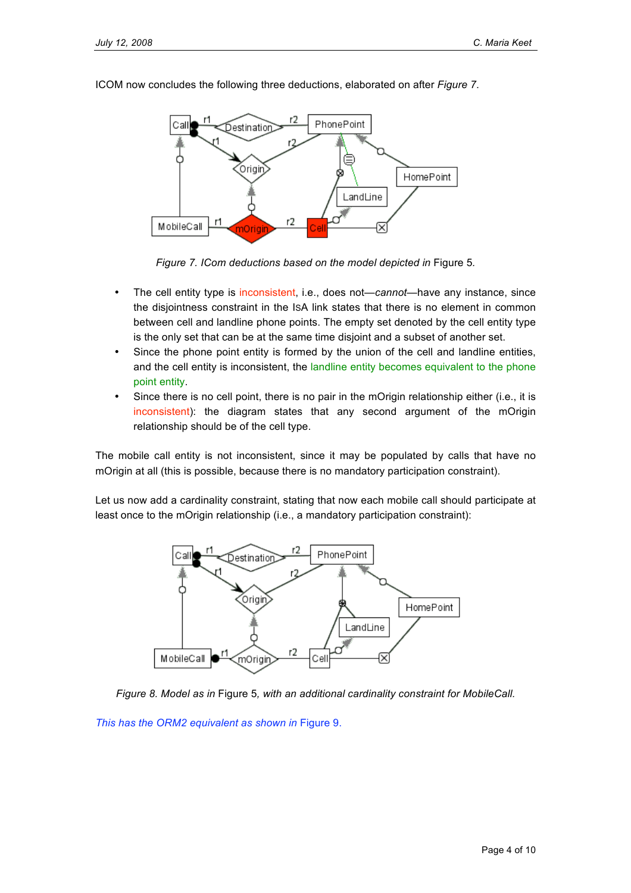ICOM now concludes the following three deductions, elaborated on after *Figure 7*.

*Figure 7. ICom deductions based on the model depicted in* Figure 5.

- The cell entity type is inconsistent, i.e., does not—*cannot*—have any instance, since the disjointness constraint in the IsA link states that there is no element in common between cell and landline phone points. The empty set denoted by the cell entity type is the only set that can be at the same time disjoint and a subset of another set.
- Since the phone point entity is formed by the union of the cell and landline entities, and the cell entity is inconsistent, the landline entity becomes equivalent to the phone point entity.
- Since there is no cell point, there is no pair in the mOrigin relationship either (i.e., it is inconsistent): the diagram states that any second argument of the mOrigin relationship should be of the cell type.

The mobile call entity is not inconsistent, since it may be populated by calls that have no mOrigin at all (this is possible, because there is no mandatory participation constraint).

Let us now add a cardinality constraint, stating that now each mobile call should participate at least once to the mOrigin relationship (i.e., a mandatory participation constraint):

*Figure 8. Model as in* Figure 5*, with an additional cardinality constraint for MobileCall.*

*This has the ORM2 equivalent as shown in* Figure 9.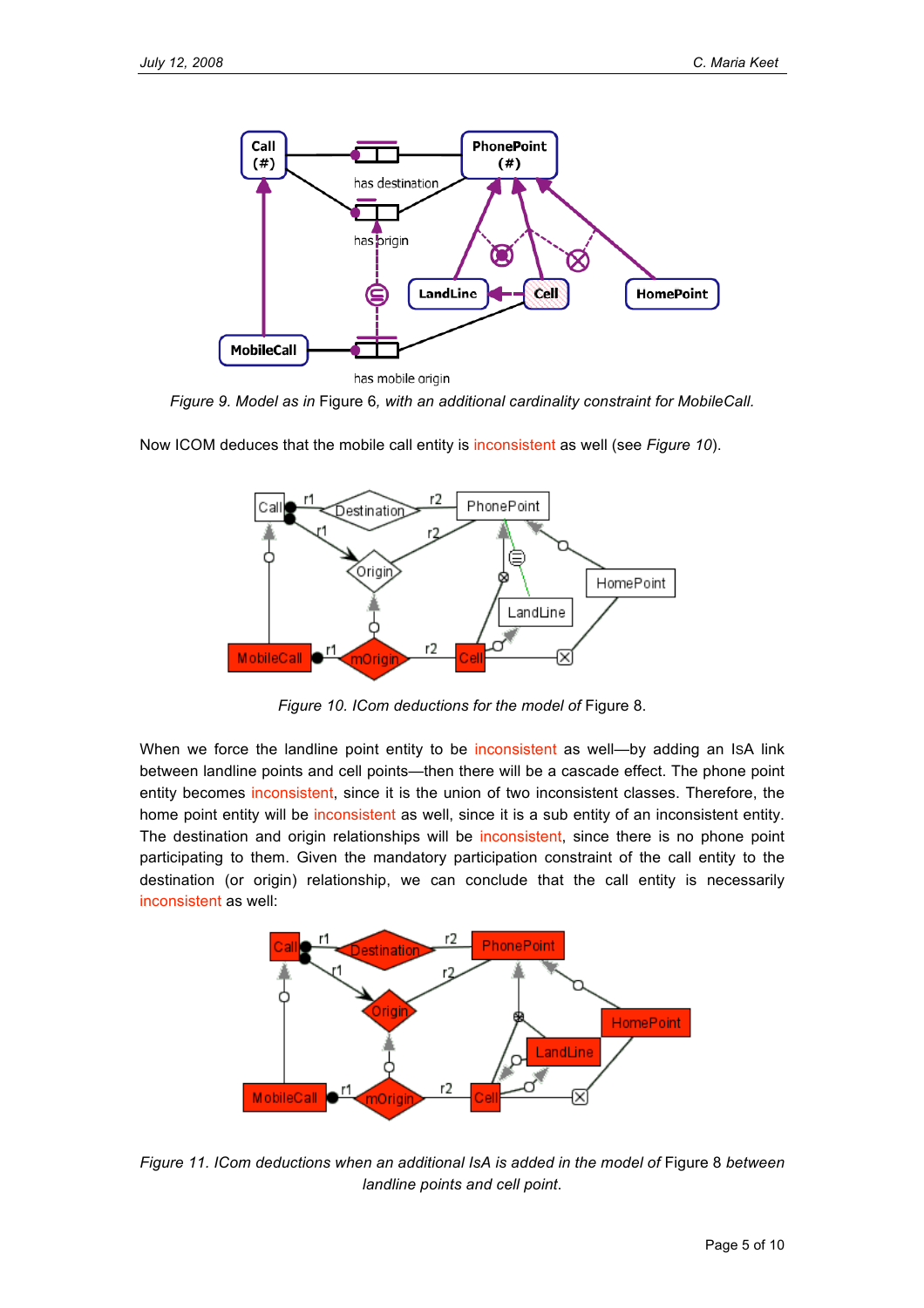*Figure 9. Model as in* Figure 6*, with an additional cardinality constraint for MobileCall.*

Now ICOM deduces that the mobile call entity is inconsistent as well (see *Figure 10*).

*Figure 10. ICom deductions for the model of* Figure 8.

When we force the landline point entity to be inconsistent as well—by adding an IsA link between landline points and cell points—then there will be a cascade effect. The phone point entity becomes inconsistent, since it is the union of two inconsistent classes. Therefore, the home point entity will be inconsistent as well, since it is a sub entity of an inconsistent entity. The destination and origin relationships will be inconsistent, since there is no phone point participating to them. Given the mandatory participation constraint of the call entity to the destination (or origin) relationship, we can conclude that the call entity is necessarily inconsistent as well:

*Figure 11. ICom deductions when an additional IsA is added in the model of* Figure 8 *between landline points and cell point.*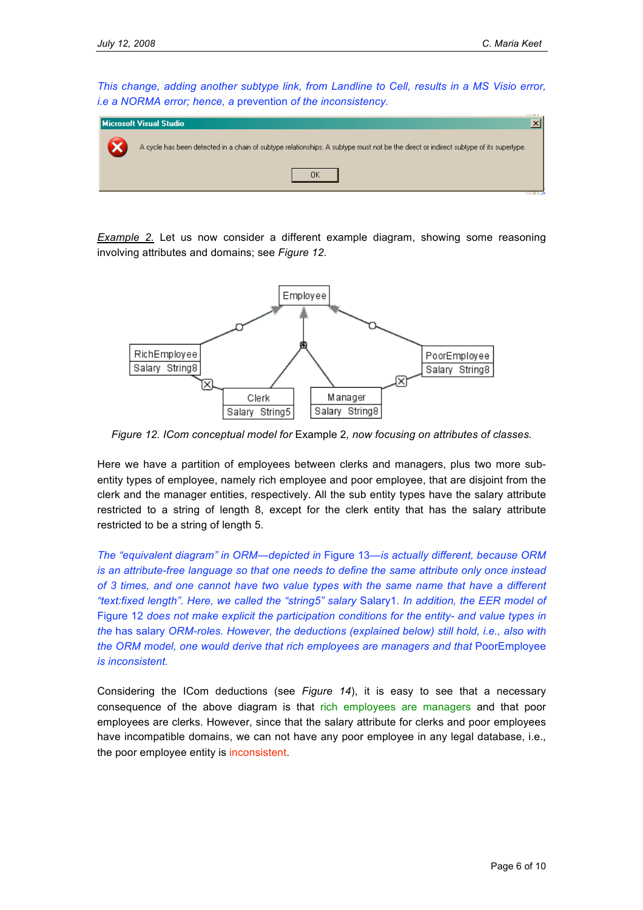*This change, adding another subtype link, from Landline to Cell, results in a MS Visio error, i.e a NORMA error; hence, a* prevention *of the inconsistency.*

Microsoft Visual Studio

A cycle has been detected in a chain of subtype relationships. A subtype must not be the direct or indirect subtype of its supertype.

OK

Example 2. Let us now consider a different example diagram, showing some reasoning involving attributes and domains; see *Figure 12*.

*Figure 12. ICom conceptual model for* Example 2*, now focusing on attributes of classes.*

Here we have a partition of employees between clerks and managers, plus two more sub-entity types of employee, namely rich employee and poor employee, that are disjoint from the clerk and the manager entities, respectively. All the sub entity types have the salary attribute restricted to a string of length 8, except for the clerk entity that has the salary attribute restricted to be a string of length 5.

*The "equivalent diagram" in ORM—depicted in* Figure 13*—is actually different, because ORM is an attribute-free language so that one needs to define the same attribute only once instead of 3 times, and one cannot have two value types with the same name that have a different "text:fixed length". Here, we called the "string5" salary* Salary1*. In addition, the EER model of* Figure 12 *does not make explicit the participation conditions for the entity- and value types in the* has salary *ORM-roles. However, the deductions (explained below) still hold, i.e., also with the ORM model, one would derive that rich employees are managers and that* PoorEmployee *is inconsistent.*

Considering the ICom deductions (see *Figure 14*), it is easy to see that a necessary consequence of the above diagram is that rich employees are managers and that poor employees are clerks. However, since that the salary attribute for clerks and poor employees have incompatible domains, we can not have any poor employee in any legal database, i.e., the poor employee entity is inconsistent.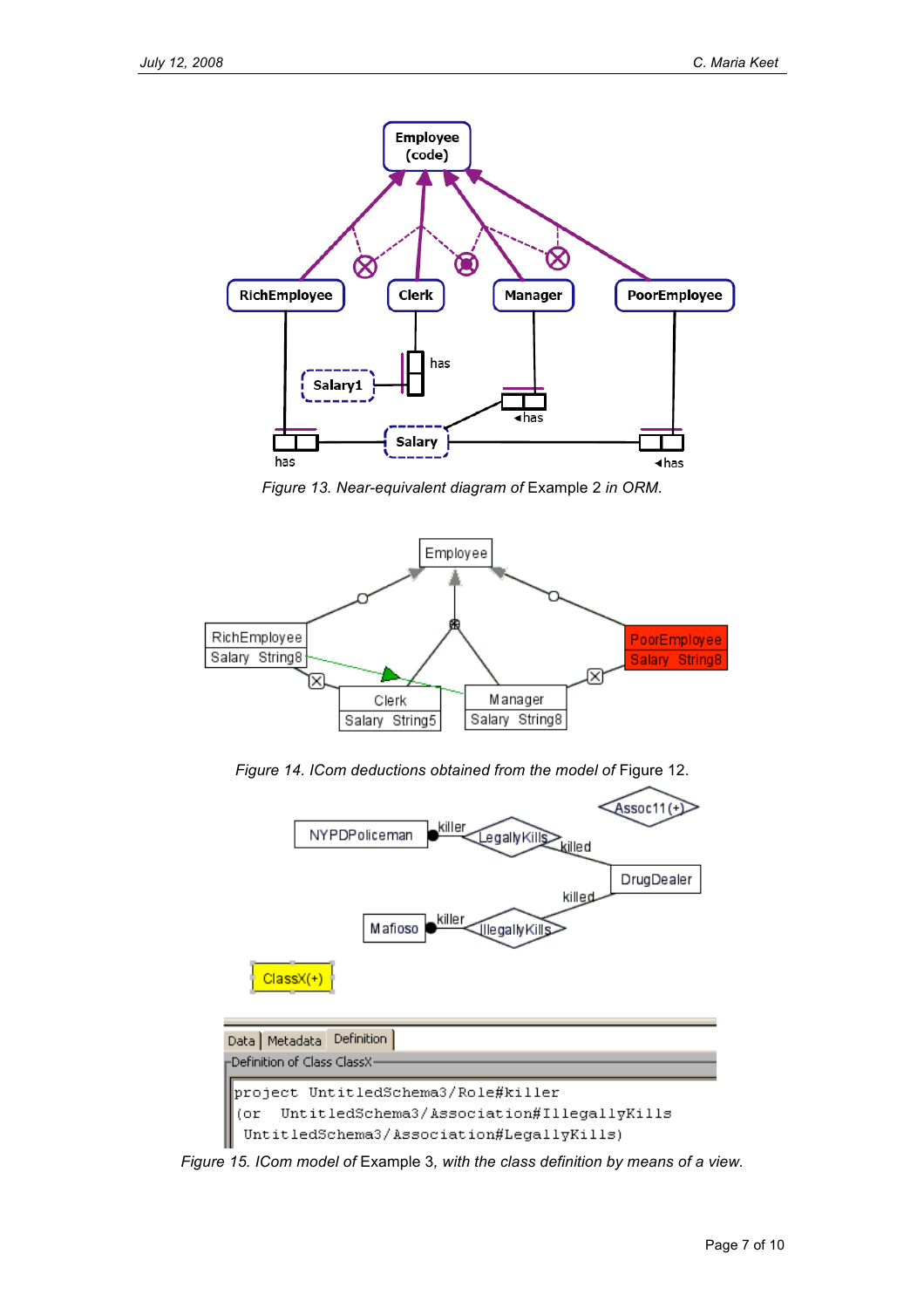*Figure 13. Near-equivalent diagram of* Example 2 *in ORM.*

*Figure 14. ICom deductions obtained from the model of* Figure 12.

*Figure 15. ICom model of* Example 3*, with the class definition by means of a view.*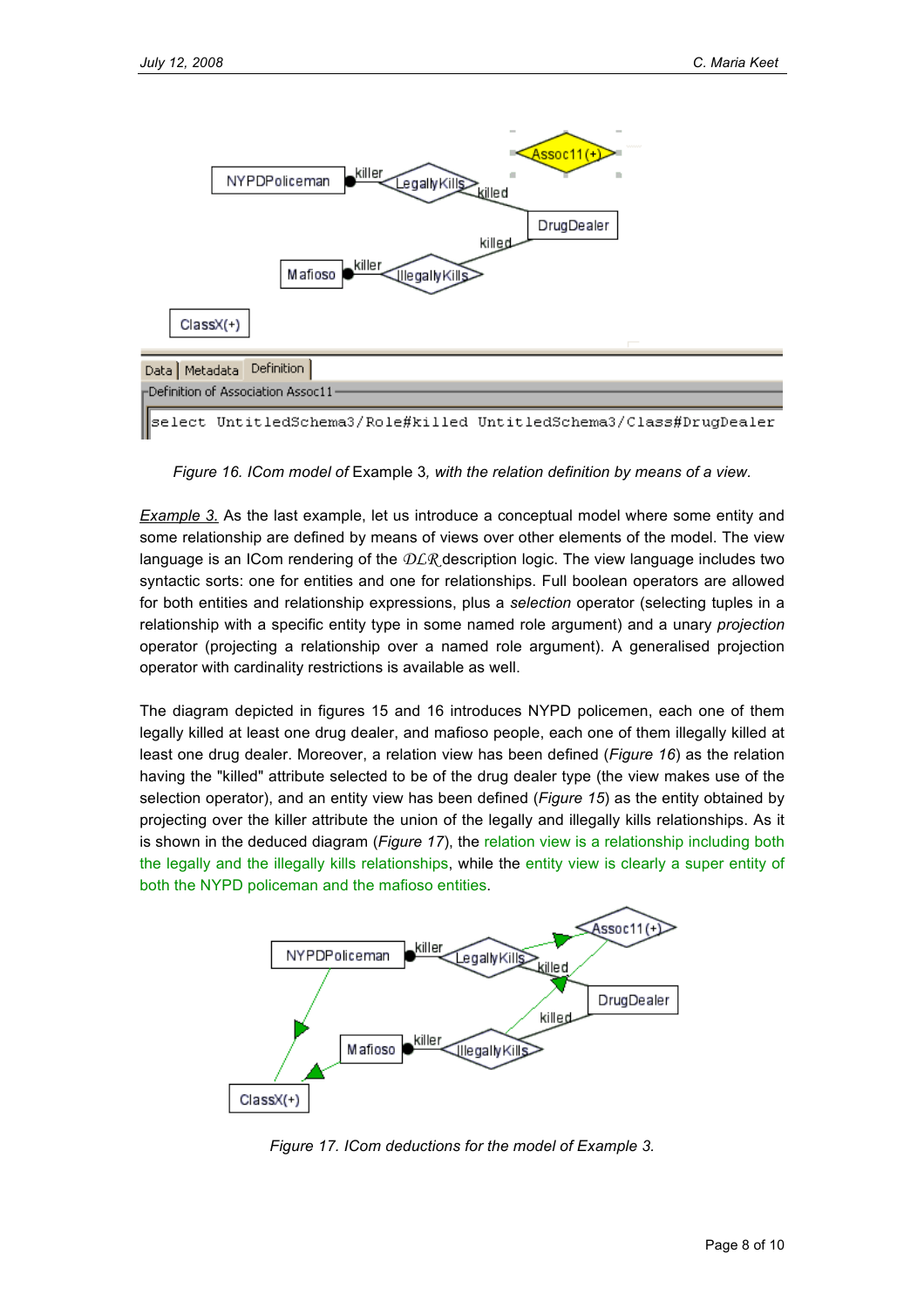*Figure 16. ICom model of* Example 3*, with the relation definition by means of a view.*

*Example 3.* As the last example, let us introduce a conceptual model where some entity and some relationship are defined by means of views over other elements of the model. The view language is an ICom rendering of the $\mathcal{DLR}$ description logic. The view language includes two syntactic sorts: one for entities and one for relationships. Full boolean operators are allowed for both entities and relationship expressions, plus a *selection* operator (selecting tuples in a relationship with a specific entity type in some named role argument) and a unary *projection* operator (projecting a relationship over a named role argument). A generalised projection operator with cardinality restrictions is available as well.

The diagram depicted in figures 15 and 16 introduces NYPD policemen, each one of them legally killed at least one drug dealer, and mafioso people, each one of them illegally killed at least one drug dealer. Moreover, a relation view has been defined (*Figure 16*) as the relation having the "killed" attribute selected to be of the drug dealer type (the view makes use of the selection operator), and an entity view has been defined (*Figure 15*) as the entity obtained by projecting over the killer attribute the union of the legally and illegally kills relationships. As it is shown in the deduced diagram (*Figure 17*), the relation view is a relationship including both the legally and the illegally kills relationships, while the entity view is clearly a super entity of both the NYPD policeman and the mafioso entities.

*Figure 17. ICom deductions for the model of Example 3.*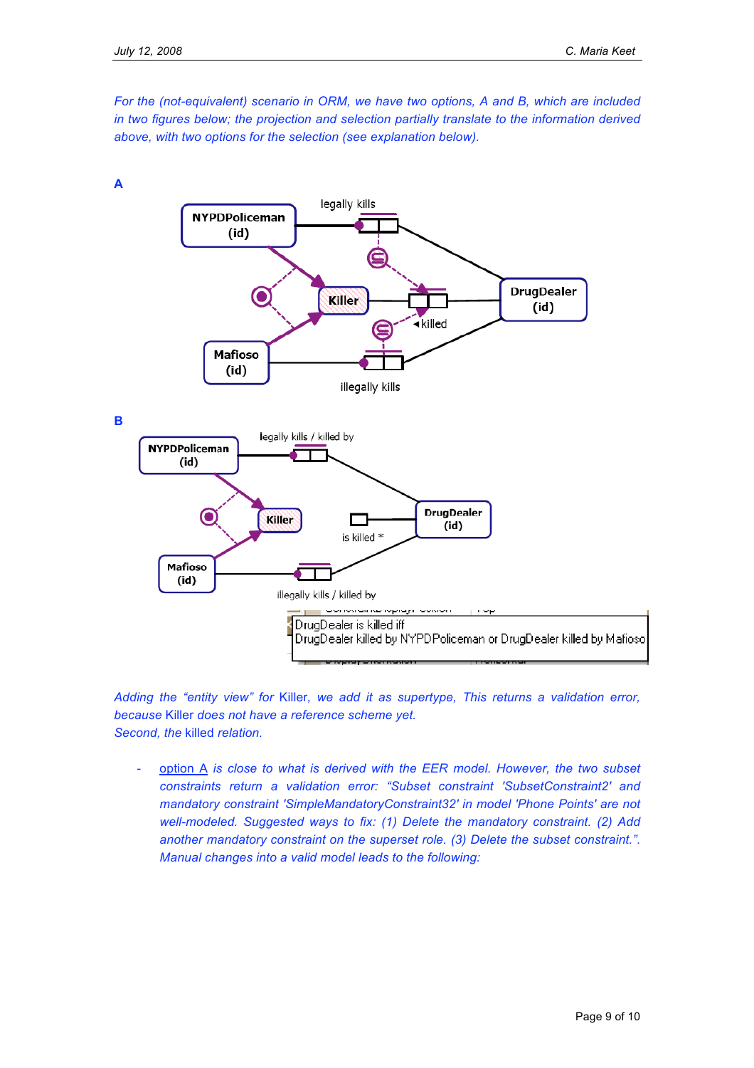For the (not-equivalent) scenario in ORM, we have two options, A and B, which are included in two figures below; the projection and selection partially translate to the information derived above, with two options for the selection (see explanation below).

**A**

**B**

Adding the "entity view" for Killer, we add it as supertype, This returns a validation error, because Killer does not have a reference scheme yet.
Second, the killed relation.

- option A is close to what is derived with the EER model. However, the two subset constraints return a validation error: "Subset constraint 'SubsetConstraint2' and mandatory constraint 'SimpleMandatoryConstraint32' in model 'Phone Points' are not well-modeled. Suggested ways to fix: (1) Delete the mandatory constraint. (2) Add another mandatory constraint on the superset role. (3) Delete the subset constraint.". Manual changes into a valid model leads to the following: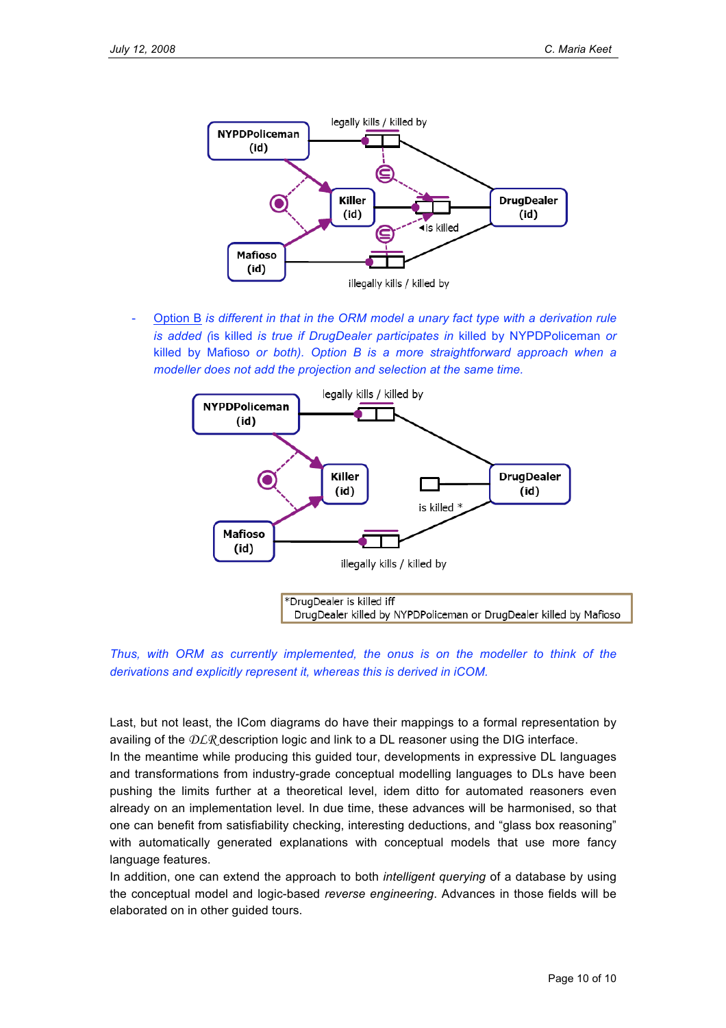legally kills / killed by

NYPDPoliceman
(id)

Killer
(id)

DrugDealer
(id)

◄is killed

Mafioso
(id)

illegally kills / killed by

- *Option B is different in that in the ORM model a unary fact type with a derivation rule is added (*is killed *is true if DrugDealer participates in* killed by NYPDPoliceman *or* killed by Mafioso *or both). Option B is a more straightforward approach when a modeller does not add the projection and selection at the same time.*

legally kills / killed by

NYPDPoliceman
(id)

Killer
(id)

DrugDealer
(id)

is killed *

Mafioso
(id)

illegally kills / killed by

*DrugDealer is killed iff
DrugDealer killed by NYPDPoliceman or DrugDealer killed by Mafioso

*Thus, with ORM as currently implemented, the onus is on the modeller to think of the derivations and explicitly represent it, whereas this is derived in iCOM.*

Last, but not least, the ICom diagrams do have their mappings to a formal representation by availing of the $\mathcal{DLR}$ description logic and link to a DL reasoner using the DIG interface.
In the meantime while producing this guided tour, developments in expressive DL languages and transformations from industry-grade conceptual modelling languages to DLs have been pushing the limits further at a theoretical level, idem ditto for automated reasoners even already on an implementation level. In due time, these advances will be harmonised, so that one can benefit from satisfiability checking, interesting deductions, and "glass box reasoning" with automatically generated explanations with conceptual models that use more fancy language features.
In addition, one can extend the approach to both *intelligent querying* of a database by using the conceptual model and logic-based *reverse engineering*. Advances in those fields will be elaborated on in other guided tours.